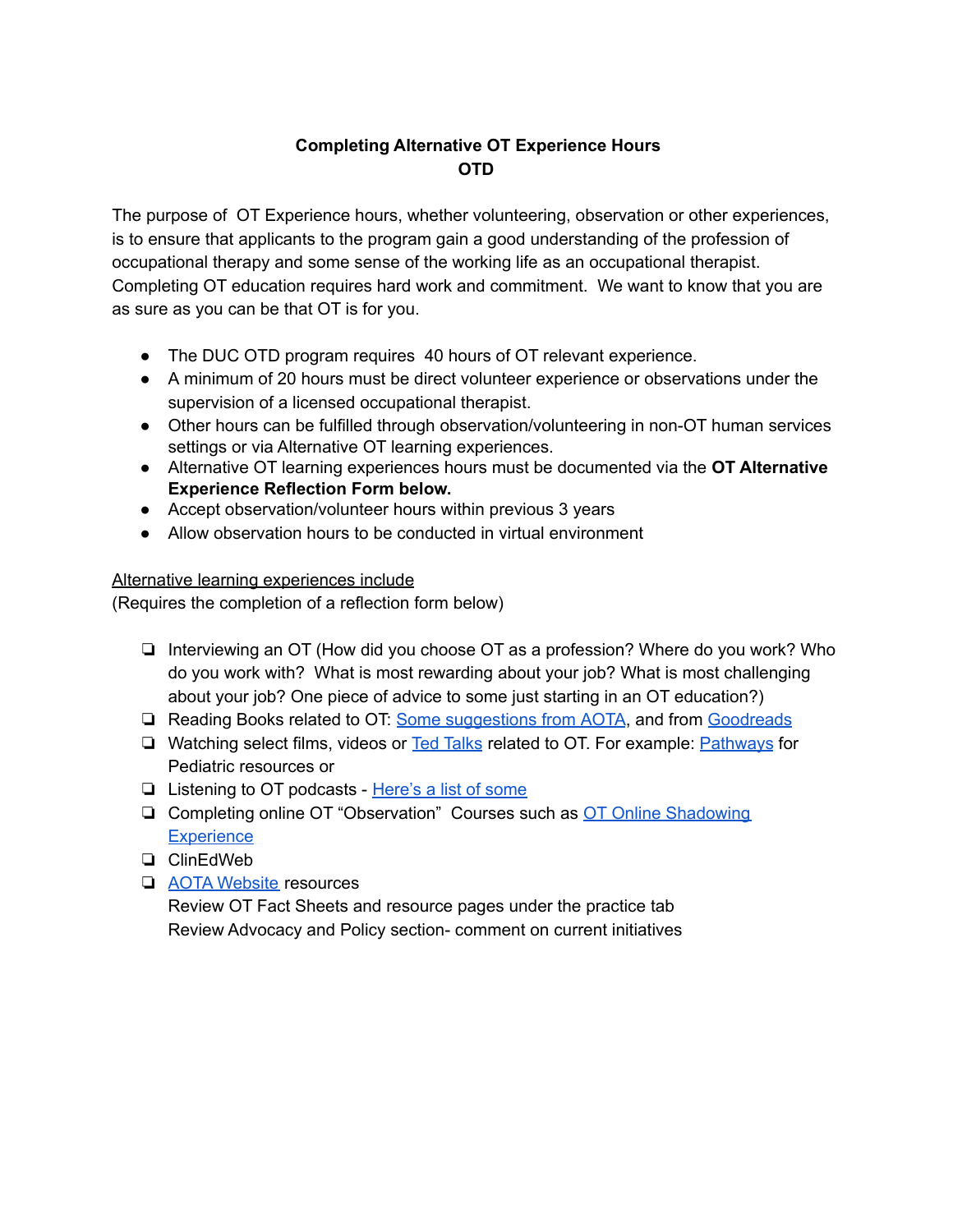**Completing Alternative OT Experience Hours**
**OTD**

The purpose of OT Experience hours, whether volunteering, observation or other experiences, is to ensure that applicants to the program gain a good understanding of the profession of occupational therapy and some sense of the working life as an occupational therapist. Completing OT education requires hard work and commitment. We want to know that you are as sure as you can be that OT is for you.

- The DUC OTD program requires 40 hours of OT relevant experience.
- A minimum of 20 hours must be direct volunteer experience or observations under the supervision of a licensed occupational therapist.
- Other hours can be fulfilled through observation/volunteering in non-OT human services settings or via Alternative OT learning experiences.
- Alternative OT learning experiences hours must be documented via the **OT Alternative Experience Reflection Form below.**
- Accept observation/volunteer hours within previous 3 years
- Allow observation hours to be conducted in virtual environment

<u>Alternative learning experiences include</u>
(Requires the completion of a reflection form below)

- ❏ Interviewing an OT (How did you choose OT as a profession? Where do you work? Who do you work with? What is most rewarding about your job? What is most challenging about your job? One piece of advice to some just starting in an OT education?)
- ❏ Reading Books related to OT: Some suggestions from AOTA, and from Goodreads
- ❏ Watching select films, videos or Ted Talks related to OT. For example: Pathways for Pediatric resources or
- ❏ Listening to OT podcasts - Here's a list of some
- ❏ Completing online OT "Observation" Courses such as OT Online Shadowing Experience
- ❏ ClinEdWeb
- ❏ AOTA Website resources
  Review OT Fact Sheets and resource pages under the practice tab
  Review Advocacy and Policy section- comment on current initiatives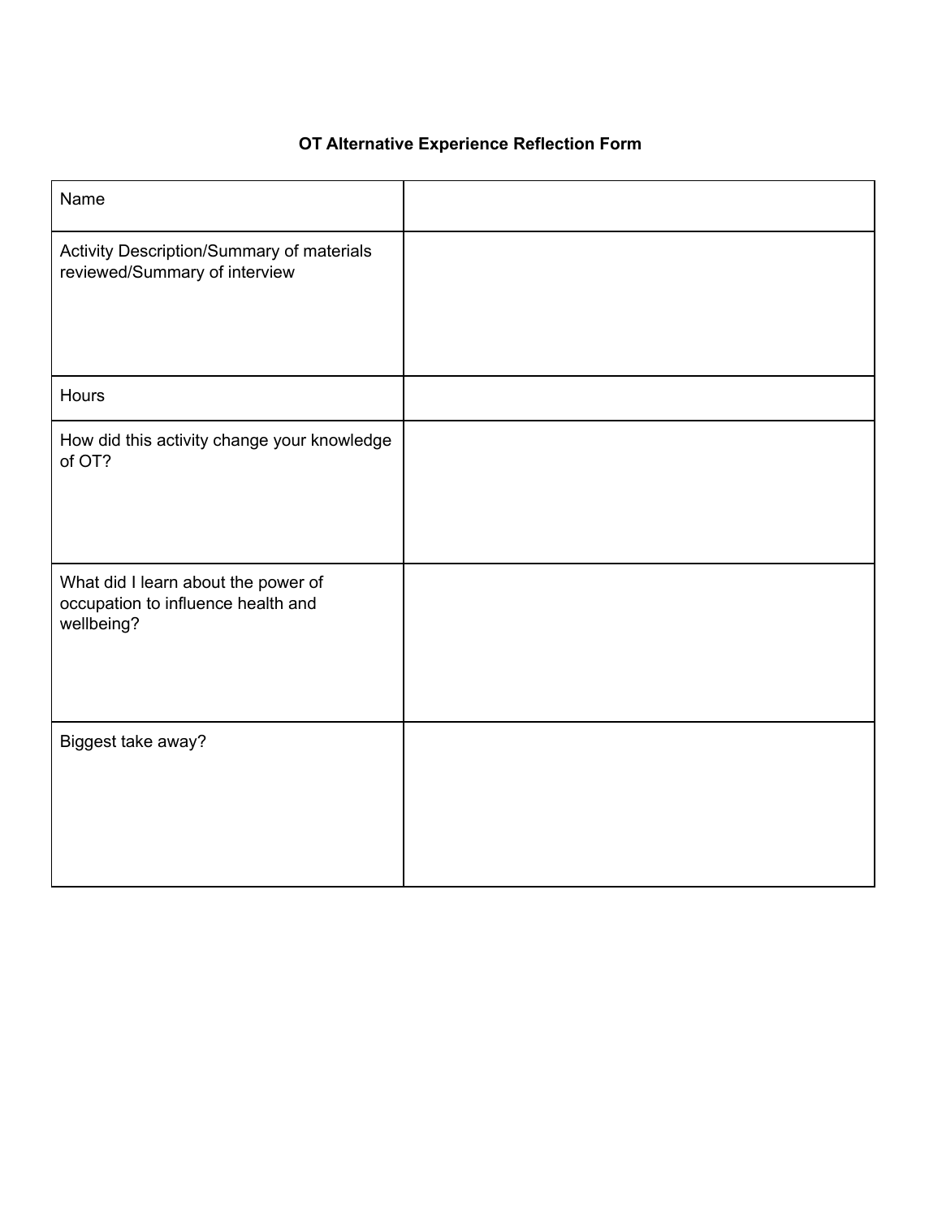### OT Alternative Experience Reflection Form

| | |
|---|---|
| Name | |
| Activity Description/Summary of materials reviewed/Summary of interview | |
| Hours | |
| How did this activity change your knowledge of OT? | |
| What did I learn about the power of occupation to influence health and wellbeing? | |
| Biggest take away? | |